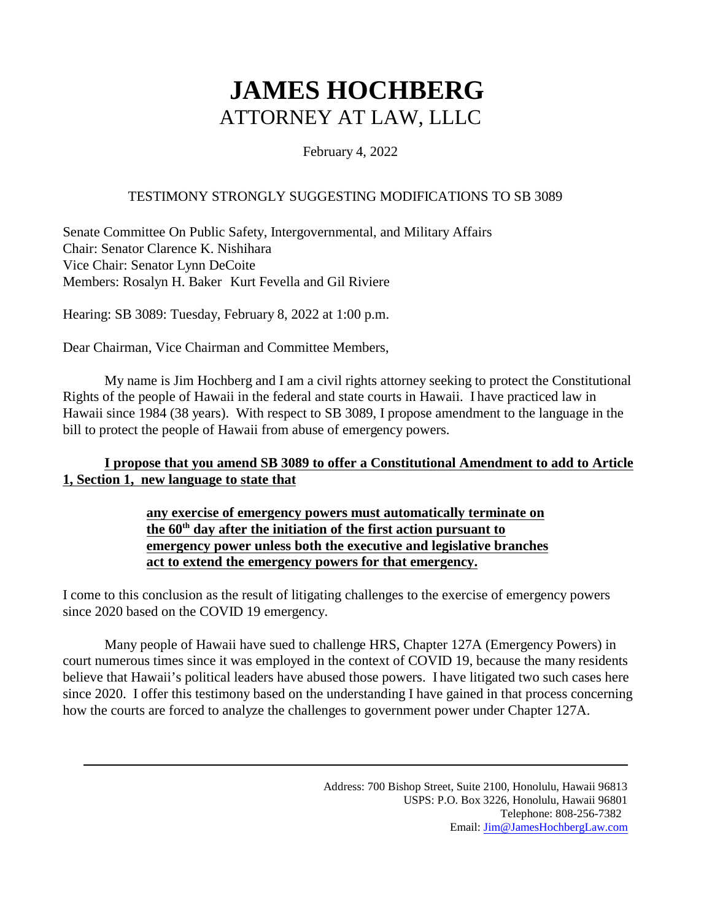# JAMES HOCHBERG
## ATTORNEY AT LAW, LLLC

February 4, 2022

TESTIMONY STRONGLY SUGGESTING MODIFICATIONS TO SB 3089

Senate Committee On Public Safety, Intergovernmental, and Military Affairs
Chair: Senator Clarence K. Nishihara
Vice Chair: Senator Lynn DeCoite
Members: Rosalyn H. Baker Kurt Fevella and Gil Riviere

Hearing: SB 3089: Tuesday, February 8, 2022 at 1:00 p.m.

Dear Chairman, Vice Chairman and Committee Members,

My name is Jim Hochberg and I am a civil rights attorney seeking to protect the Constitutional Rights of the people of Hawaii in the federal and state courts in Hawaii. I have practiced law in Hawaii since 1984 (38 years). With respect to SB 3089, I propose amendment to the language in the bill to protect the people of Hawaii from abuse of emergency powers.

**I propose that you amend SB 3089 to offer a Constitutional Amendment to add to Article 1, Section 1, new language to state that**

> **any exercise of emergency powers must automatically terminate on the 60th day after the initiation of the first action pursuant to emergency power unless both the executive and legislative branches act to extend the emergency powers for that emergency.**

I come to this conclusion as the result of litigating challenges to the exercise of emergency powers since 2020 based on the COVID 19 emergency.

Many people of Hawaii have sued to challenge HRS, Chapter 127A (Emergency Powers) in court numerous times since it was employed in the context of COVID 19, because the many residents believe that Hawaii's political leaders have abused those powers. I have litigated two such cases here since 2020. I offer this testimony based on the understanding I have gained in that process concerning how the courts are forced to analyze the challenges to government power under Chapter 127A.

Address: 700 Bishop Street, Suite 2100, Honolulu, Hawaii 96813
USPS: P.O. Box 3226, Honolulu, Hawaii 96801
Telephone: 808-256-7382
Email: Jim@JamesHochbergLaw.com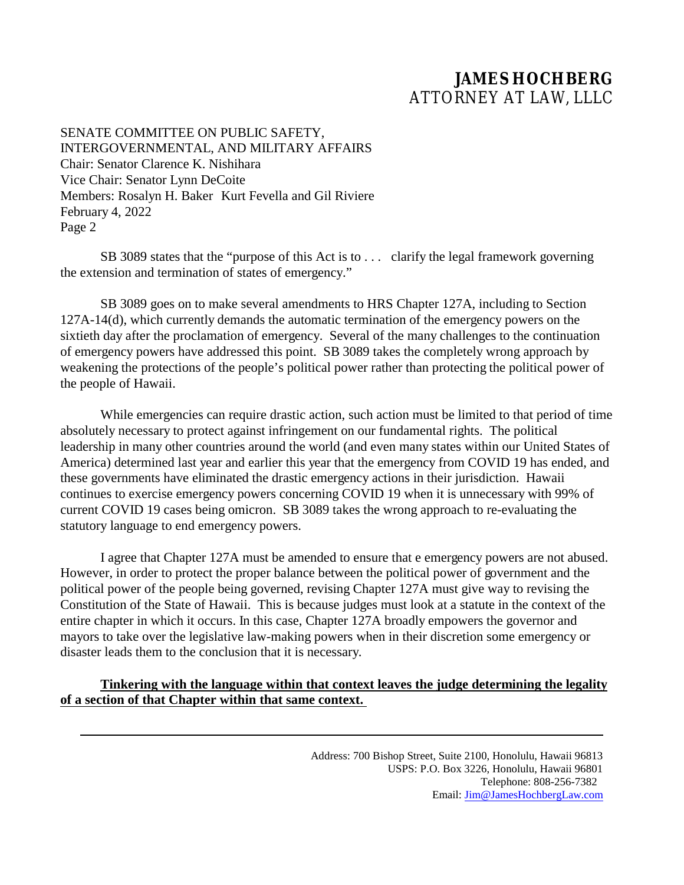SB 3089 states that the "purpose of this Act is to . . . clarify the legal framework governing the extension and termination of states of emergency."

SB 3089 goes on to make several amendments to HRS Chapter 127A, including to Section 127A-14(d), which currently demands the automatic termination of the emergency powers on the sixtieth day after the proclamation of emergency. Several of the many challenges to the continuation of emergency powers have addressed this point. SB 3089 takes the completely wrong approach by weakening the protections of the people's political power rather than protecting the political power of the people of Hawaii.

While emergencies can require drastic action, such action must be limited to that period of time absolutely necessary to protect against infringement on our fundamental rights. The political leadership in many other countries around the world (and even many states within our United States of America) determined last year and earlier this year that the emergency from COVID 19 has ended, and these governments have eliminated the drastic emergency actions in their jurisdiction. Hawaii continues to exercise emergency powers concerning COVID 19 when it is unnecessary with 99% of current COVID 19 cases being omicron. SB 3089 takes the wrong approach to re-evaluating the statutory language to end emergency powers.

I agree that Chapter 127A must be amended to ensure that e emergency powers are not abused. However, in order to protect the proper balance between the political power of government and the political power of the people being governed, revising Chapter 127A must give way to revising the Constitution of the State of Hawaii. This is because judges must look at a statute in the context of the entire chapter in which it occurs. In this case, Chapter 127A broadly empowers the governor and mayors to take over the legislative law-making powers when in their discretion some emergency or disaster leads them to the conclusion that it is necessary.

**Tinkering with the language within that context leaves the judge determining the legality of a section of that Chapter within that same context.**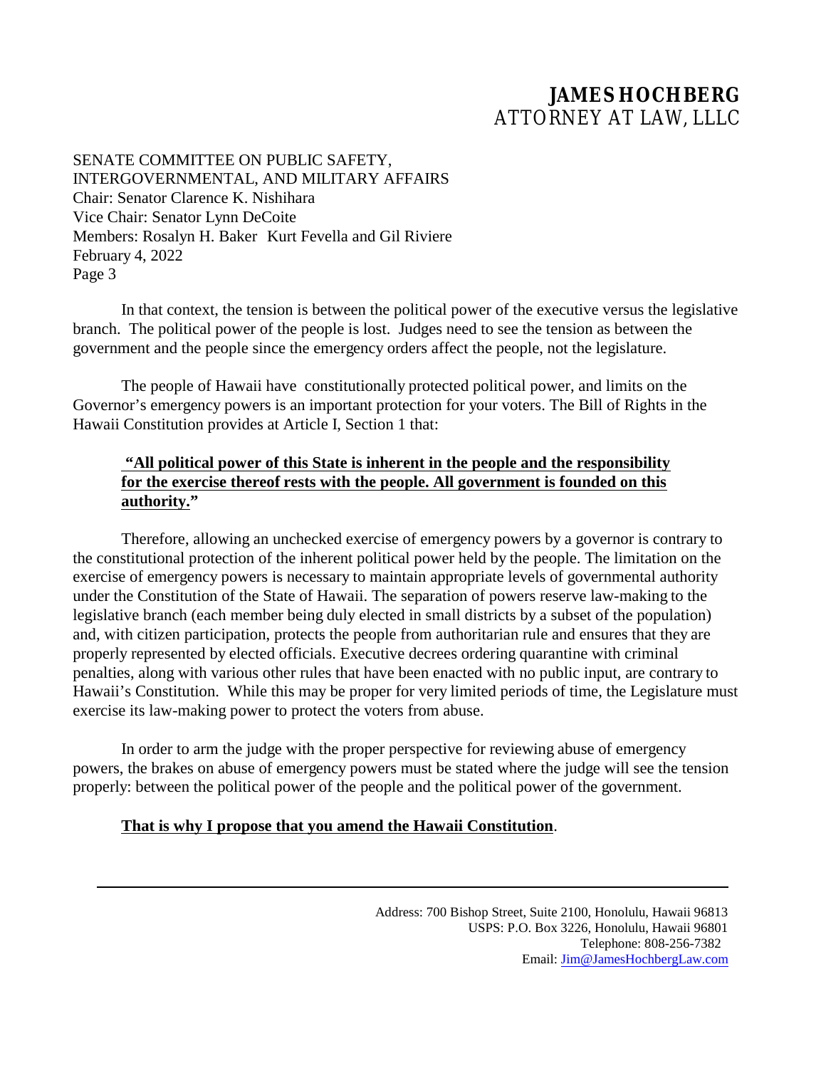In that context, the tension is between the political power of the executive versus the legislative branch. The political power of the people is lost. Judges need to see the tension as between the government and the people since the emergency orders affect the people, not the legislature.

The people of Hawaii have constitutionally protected political power, and limits on the Governor's emergency powers is an important protection for your voters. The Bill of Rights in the Hawaii Constitution provides at Article I, Section 1 that:

> **"All political power of this State is inherent in the people and the responsibility for the exercise thereof rests with the people. All government is founded on this authority."**

Therefore, allowing an unchecked exercise of emergency powers by a governor is contrary to the constitutional protection of the inherent political power held by the people. The limitation on the exercise of emergency powers is necessary to maintain appropriate levels of governmental authority under the Constitution of the State of Hawaii. The separation of powers reserve law-making to the legislative branch (each member being duly elected in small districts by a subset of the population) and, with citizen participation, protects the people from authoritarian rule and ensures that they are properly represented by elected officials. Executive decrees ordering quarantine with criminal penalties, along with various other rules that have been enacted with no public input, are contrary to Hawaii's Constitution. While this may be proper for very limited periods of time, the Legislature must exercise its law-making power to protect the voters from abuse.

In order to arm the judge with the proper perspective for reviewing abuse of emergency powers, the brakes on abuse of emergency powers must be stated where the judge will see the tension properly: between the political power of the people and the political power of the government.

**That is why I propose that you amend the Hawaii Constitution**.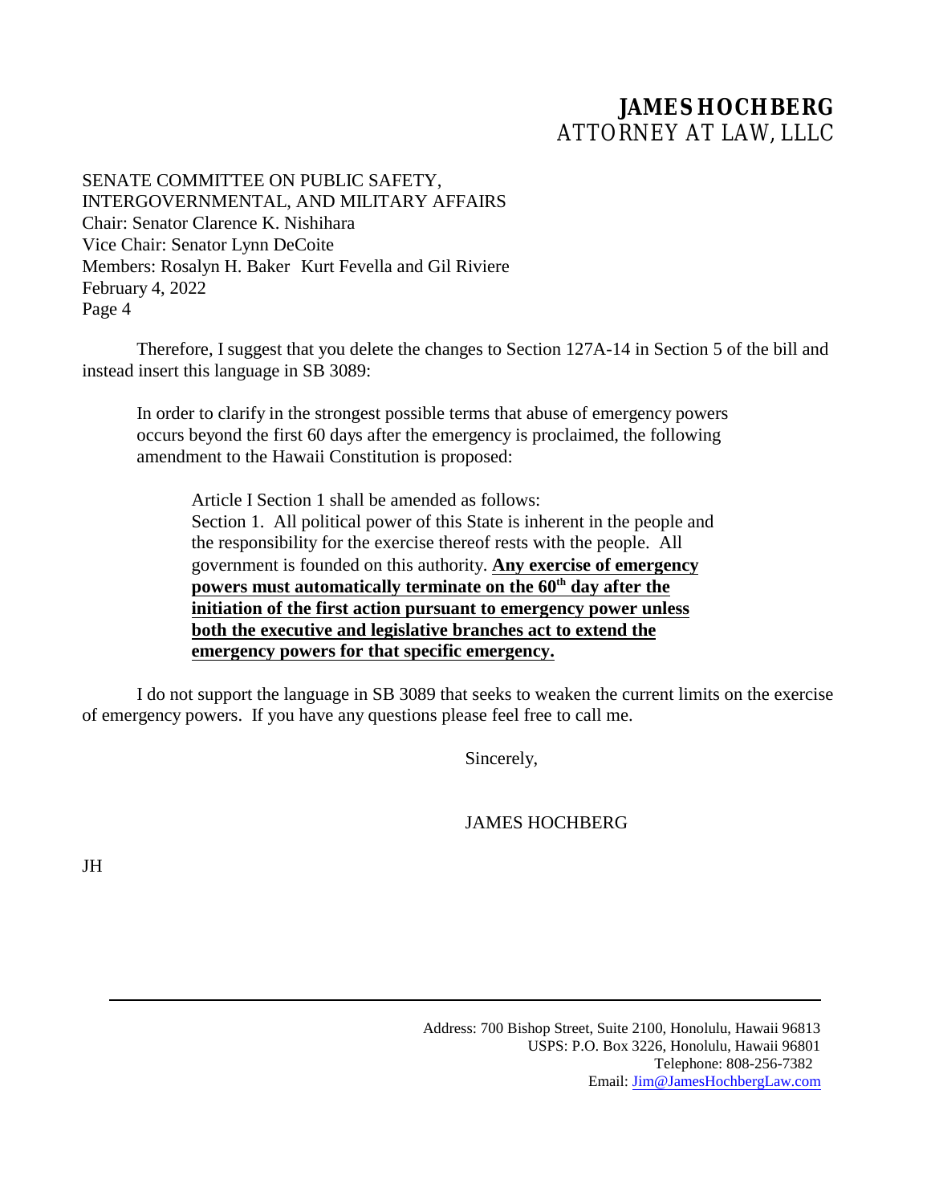SENATE COMMITTEE ON PUBLIC SAFETY,
INTERGOVERNMENTAL, AND MILITARY AFFAIRS
Chair: Senator Clarence K. Nishihara
Vice Chair: Senator Lynn DeCoite
Members: Rosalyn H. Baker Kurt Fevella and Gil Riviere
February 4, 2022

Therefore, I suggest that you delete the changes to Section 127A-14 in Section 5 of the bill and instead insert this language in SB 3089:

> In order to clarify in the strongest possible terms that abuse of emergency powers occurs beyond the first 60 days after the emergency is proclaimed, the following amendment to the Hawaii Constitution is proposed:
>
> > Article I Section 1 shall be amended as follows:
> > Section 1. All political power of this State is inherent in the people and the responsibility for the exercise thereof rests with the people. All government is founded on this authority. **<u>Any exercise of emergency powers must automatically terminate on the 60th day after the initiation of the first action pursuant to emergency power unless both the executive and legislative branches act to extend the emergency powers for that specific emergency.</u>**

I do not support the language in SB 3089 that seeks to weaken the current limits on the exercise of emergency powers. If you have any questions please feel free to call me.

Sincerely,

JAMES HOCHBERG

JH

Address: 700 Bishop Street, Suite 2100, Honolulu, Hawaii 96813
USPS: P.O. Box 3226, Honolulu, Hawaii 96801
Telephone: 808-256-7382
Email: Jim@JamesHochbergLaw.com